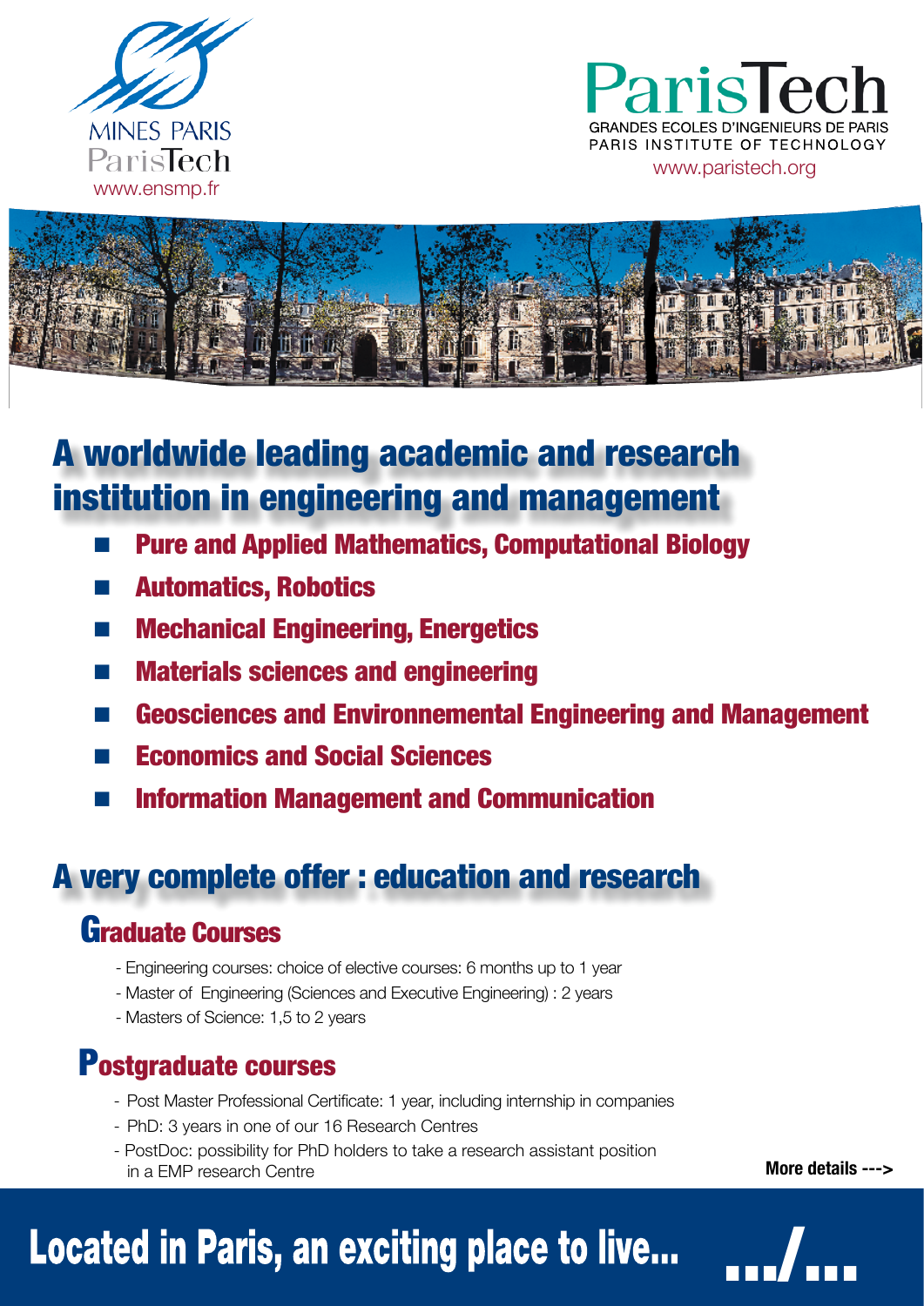MINES PARIS ParisTech
www.ensmp.fr

ParisTech
GRANDES ECOLES D'INGENIEURS DE PARIS
PARIS INSTITUTE OF TECHNOLOGY
www.paristech.org

# A worldwide leading academic and research institution in engineering and management

- **Pure and Applied Mathematics, Computational Biology**
- **Automatics, Robotics**
- **Mechanical Engineering, Energetics**
- **Materials sciences and engineering**
- **Geosciences and Environnemental Engineering and Management**
- **Economics and Social Sciences**
- **Information Management and Communication**

# A very complete offer : education and research

## Graduate Courses

- Engineering courses: choice of elective courses: 6 months up to 1 year
- Master of Engineering (Sciences and Executive Engineering) : 2 years
- Masters of Science: 1,5 to 2 years

## Postgraduate courses

- Post Master Professional Certificate: 1 year, including internship in companies
- PhD: 3 years in one of our 16 Research Centres
- PostDoc: possibility for PhD holders to take a research assistant position in a EMP research Centre

**More details --->**

**Located in Paris, an exciting place to live...** .../...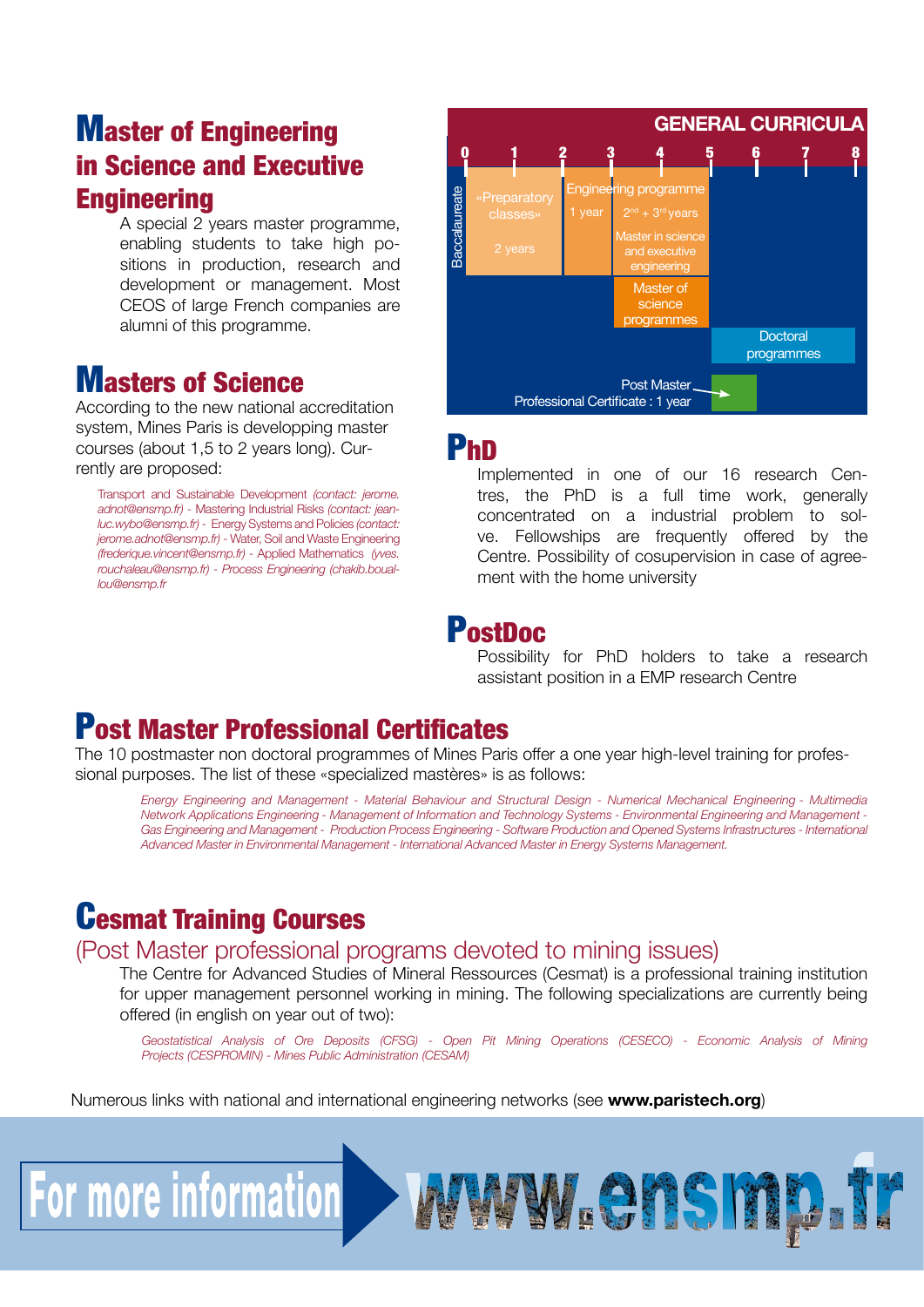# Master of Engineering in Science and Executive Engineering

A special 2 years master programme, enabling students to take high positions in production, research and development or management. Most CEOS of large French companies are alumni of this programme.

# Masters of Science

According to the new national accreditation system, Mines Paris is developping master courses (about 1,5 to 2 years long). Currently are proposed:

Transport and Sustainable Development *(contact: jerome.adnot@ensmp.fr)* - Mastering Industrial Risks *(contact: jean-luc.wybo@ensmp.fr)* - Energy Systems and Policies *(contact: jerome.adnot@ensmp.fr)* - Water, Soil and Waste Engineering *(frederique.vincent@ensmp.fr)* - Applied Mathematics *(yves.rouchaleau@ensmp.fr) - Process Engineering (chakib.bouallou@ensmp.fr*

**GENERAL CURRICULA**

0 1 2 3 4 5 6 7 8

Baccalaureate

«Preparatory classes» 2 years

Engineering programme 1 year 2nd + 3rd years

Master in science and executive engineering

Master of science programmes

Doctoral programmes

Post Master Professional Certificate : 1 year

# PhD

Implemented in one of our 16 research Centres, the PhD is a full time work, generally concentrated on a industrial problem to solve. Fellowships are frequently offered by the Centre. Possibility of cosupervision in case of agreement with the home university

# PostDoc

Possibility for PhD holders to take a research assistant position in a EMP research Centre

# Post Master Professional Certificates

The 10 postmaster non doctoral programmes of Mines Paris offer a one year high-level training for professional purposes. The list of these «specialized mastères» is as follows:

*Energy Engineering and Management - Material Behaviour and Structural Design - Numerical Mechanical Engineering - Multimedia Network Applications Engineering - Management of Information and Technology Systems - Environmental Engineering and Management - Gas Engineering and Management - Production Process Engineering - Software Production and Opened Systems Infrastructures - International Advanced Master in Environmental Management - International Advanced Master in Energy Systems Management.*

# Cesmat Training Courses

## (Post Master professional programs devoted to mining issues)

The Centre for Advanced Studies of Mineral Ressources (Cesmat) is a professional training institution for upper management personnel working in mining. The following specializations are currently being offered (in english on year out of two):

*Geostatistical Analysis of Ore Deposits (CFSG) - Open Pit Mining Operations (CESECO) - Economic Analysis of Mining Projects (CESPROMIN) - Mines Public Administration (CESAM)*

Numerous links with national and international engineering networks (see **www.paristech.org**)

**For more information** www.ensmp.fr